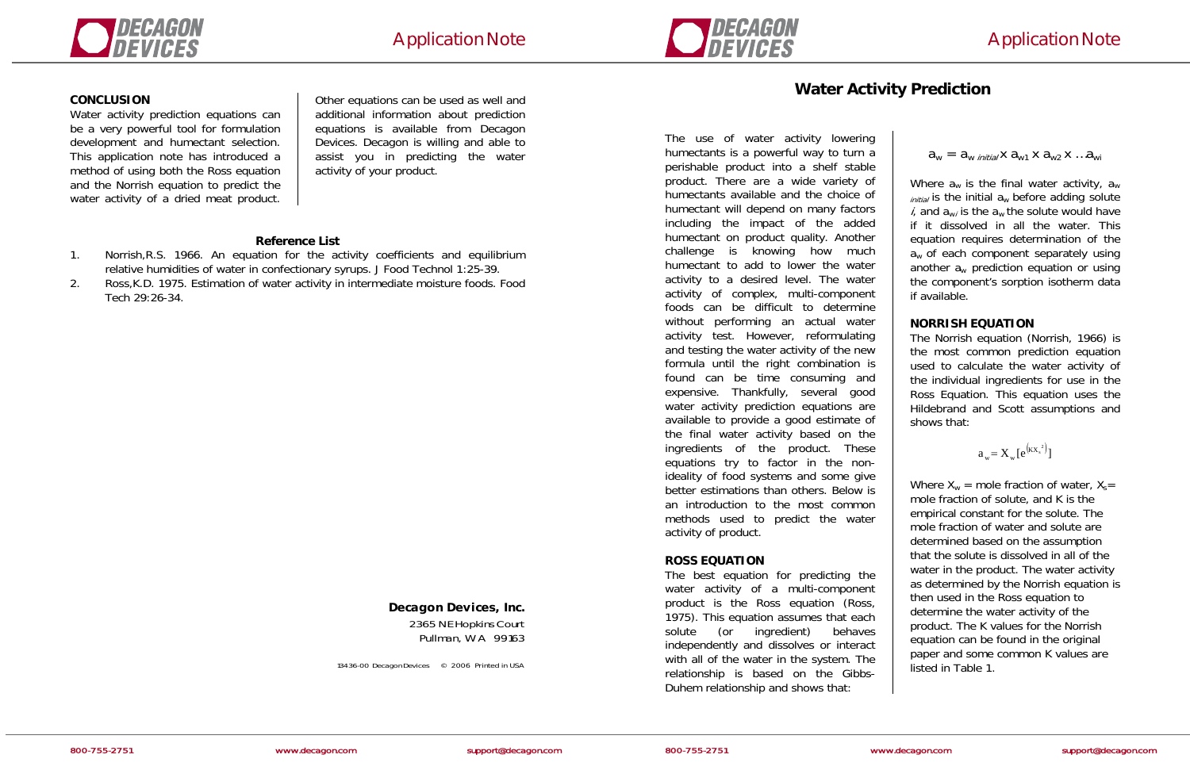## CONCLUSION

Water activity prediction equations can be a very powerful tool for formulation development and humectant selection. This application note has introduced a method of using both the Ross equation and the Norrish equation to predict the water activity of a dried meat product.

Other equations can be used as well and additional information about prediction equations is available from Decagon Devices. Decagon is willing and able to assist you in predicting the water activity of your product.

### Reference List

1. Norrish,R.S. 1966. An equation for the activity coefficients and equilibrium relative humidities of water in confectionary syrups. J Food Technol 1:25-39.
2. Ross,K.D. 1975. Estimation of water activity in intermediate moisture foods. Food Tech 29:26-34.

**Decagon Devices, Inc.**

*2365 NE Hopkins Court*

*Pullman, WA 99163*

13436-00 Decagon Devices © 2006 Printed in USA

# Water Activity Prediction

The use of water activity lowering humectants is a powerful way to turn a perishable product into a shelf stable product. There are a wide variety of humectants available and the choice of humectant will depend on many factors including the impact of the added humectant on product quality. Another challenge is knowing how much humectant to add to lower the water activity to a desired level. The water activity of complex, multi-component foods can be difficult to determine without performing an actual water activity test. However, reformulating and testing the water activity of the new formula until the right combination is found can be time consuming and expensive. Thankfully, several good water activity prediction equations are available to provide a good estimate of the final water activity based on the ingredients of the product. These equations try to factor in the non-ideality of food systems and some give better estimations than others. Below is an introduction to the most common methods used to predict the water activity of product.

## ROSS EQUATION

The best equation for predicting the water activity of a multi-component product is the Ross equation (Ross, 1975). This equation assumes that each solute (or ingredient) behaves independently and dissolves or interact with all of the water in the system. The relationship is based on the Gibbs-Duhem relationship and shows that:

$$a_w = a_{w\ initial} \times a_{w1} \times a_{w2} \times \ldots a_{wi}$$

Where $a_w$ is the final water activity, $a_{w\ initial}$ is the initial $a_w$ before adding solute $i$, and $a_{wi}$ is the $a_w$ the solute would have if it dissolved in all the water. This equation requires determination of the $a_w$ of each component separately using another $a_w$ prediction equation or using the component's sorption isotherm data if available.

## NORRISH EQUATION

The Norrish equation (Norrish, 1966) is the most common prediction equation used to calculate the water activity of the individual ingredients for use in the Ross Equation. This equation uses the Hildebrand and Scott assumptions and shows that:

$$a_w = X_w [e^{(KX_s^2)}]$$

Where $X_w$ = mole fraction of water, $X_s$= mole fraction of solute, and K is the empirical constant for the solute. The mole fraction of water and solute are determined based on the assumption that the solute is dissolved in all of the water in the product. The water activity as determined by the Norrish equation is then used in the Ross equation to determine the water activity of the product. The K values for the Norrish equation can be found in the original paper and some common K values are listed in Table 1.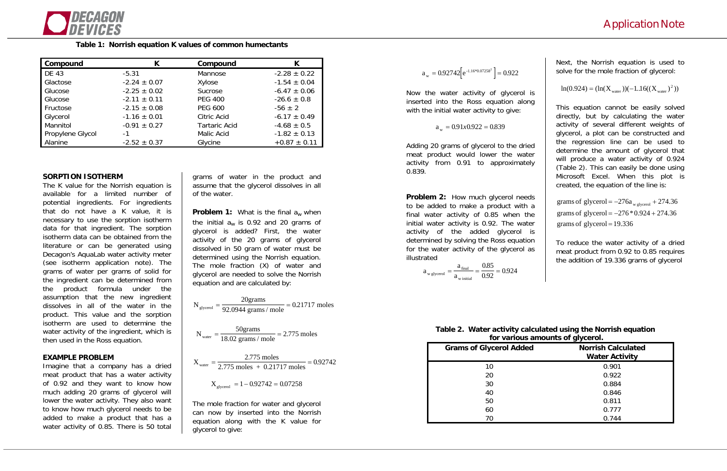**Table 1: Norrish equation K values of common humectants**

| Compound | K | Compound | K |
| --- | --- | --- | --- |
| DE 43 | -5.31 | Mannose | -2.28 ± 0.22 |
| Glactose | -2.24 ± 0.07 | Xylose | -1.54 ± 0.04 |
| Glucose | -2.25 ± 0.02 | Sucrose | -6.47 ± 0.06 |
| Glucose | -2.11 ± 0.11 | PEG 400 | -26.6 ± 0.8 |
| Fructose | -2.15 ± 0.08 | PEG 600 | -56 ± 2 |
| Glycerol | -1.16 ± 0.01 | Citric Acid | -6.17 ± 0.49 |
| Mannitol | -0.91 ± 0.27 | Tartaric Acid | -4.68 ± 0.5 |
| Propylene Glycol | -1 | Malic Acid | -1.82 ± 0.13 |
| Alanine | -2.52 ± 0.37 | Glycine | +0.87 ± 0.11 |

## SORPTION ISOTHERM

The K value for the Norrish equation is available for a limited number of potential ingredients. For ingredients that do not have a K value, it is necessary to use the sorption isotherm data for that ingredient. The sorption isotherm data can be obtained from the literature or can be generated using Decagon's AquaLab water activity meter (see isotherm application note). The grams of water per grams of solid for the ingredient can be determined from the product formula under the assumption that the new ingredient dissolves in all of the water in the product. This value and the sorption isotherm are used to determine the water activity of the ingredient, which is then used in the Ross equation.

## EXAMPLE PROBLEM

Imagine that a company has a dried meat product that has a water activity of 0.92 and they want to know how much adding 20 grams of glycerol will lower the water activity. They also want to know how much glycerol needs to be added to make a product that has a water activity of 0.85. There is 50 total grams of water in the product and assume that the glycerol dissolves in all of the water.

**Problem 1:** What is the final $a_w$ when the initial $a_w$ is 0.92 and 20 grams of glycerol is added? First, the water activity of the 20 grams of glycerol dissolved in 50 gram of water must be determined using the Norrish equation. The mole fraction (X) of water and glycerol are needed to solve the Norrish equation and are calculated by:

$$N_{glycerol} = \frac{20\text{grams}}{92.0944\text{ grams / mole}} = 0.21717\text{ moles}$$

$$N_{water} = \frac{50\text{grams}}{18.02\text{ grams / mole}} = 2.775\text{ moles}$$

$$X_{water} = \frac{2.775\text{ moles}}{2.775\text{ moles } + \text{ } 0.21717\text{ moles}} = 0.92742$$

$$X_{glycerol} = 1 - 0.92742 = 0.07258$$

The mole fraction for water and glycerol can now by inserted into the Norrish equation along with the K value for glycerol to give:

$$a_w = 0.92742\left[e^{-1.16*0.07258^2}\right] = 0.922$$

Now the water activity of glycerol is inserted into the Ross equation along with the initial water activity to give:

$$a_w = 0.91x0.922 = 0.839$$

Adding 20 grams of glycerol to the dried meat product would lower the water activity from 0.91 to approximately 0.839.

**Problem 2:** How much glycerol needs to be added to make a product with a final water activity of 0.85 when the initial water activity is 0.92. The water activity of the added glycerol is determined by solving the Ross equation for the water activity of the glycerol as illustrated

$$a_{w\text{ glycerol}} = \frac{a_{final}}{a_{w\text{ initial}}} = \frac{0.85}{0.92} = 0.924$$

Next, the Norrish equation is used to solve for the mole fraction of glycerol:

$$\ln(0.924) = (\ln(X_{water}))(-1.16((X_{water})^2))$$

This equation cannot be easily solved directly, but by calculating the water activity of glycerol of several different weights of glycerol, a plot can be constructed and the regression line can be used to determine the amount of glycerol that will produce a water activity of 0.924 (Table 2). This can easily be done using Microsoft Excel. When this plot is created, the equation of the line is:

$$\text{grams of glycerol} = -276a_{w\text{ glycerol}} + 274.36$$

$$\text{grams of glycerol} = -276 * 0.924 + 274.36$$

$$\text{grams of glycerol} = 19.336$$

To reduce the water activity of a dried meat product from 0.92 to 0.85 requires the addition of 19.336 grams of glycerol

**Table 2. Water activity calculated using the Norrish equation for various amounts of glycerol.**

| Grams of Glycerol Added | Norrish Calculated Water Activity |
| --- | --- |
| 10 | 0.901 |
| 20 | 0.922 |
| 30 | 0.884 |
| 40 | 0.846 |
| 50 | 0.811 |
| 60 | 0.777 |
| 70 | 0.744 |